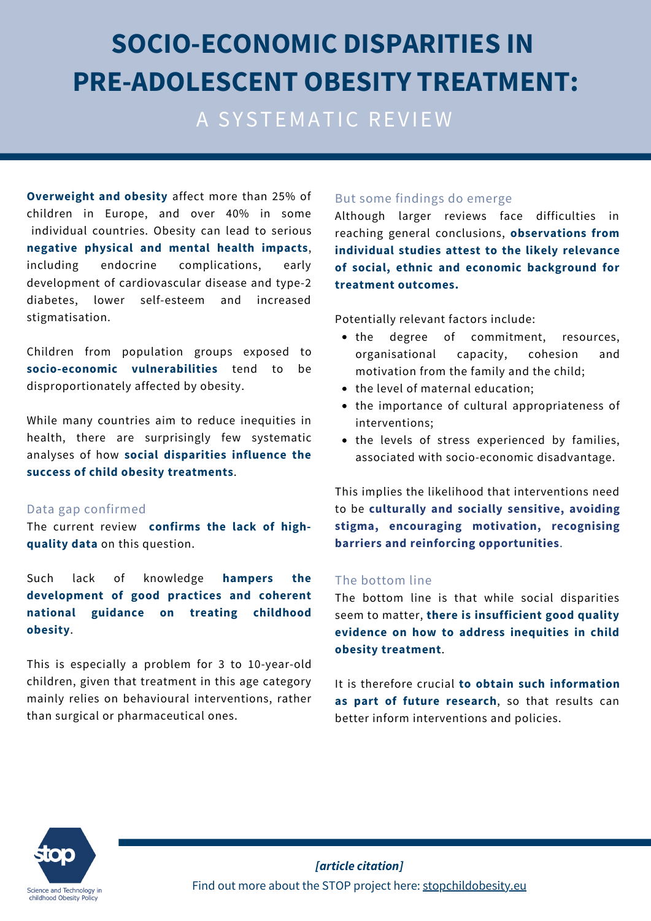# SOCIO-ECONOMIC DISPARITIES IN PRE-ADOLESCENT OBESITY TREATMENT:

## A SYSTEMATIC REVIEW

**Overweight and obesity** affect more than 25% of children in Europe, and over 40% in some individual countries. Obesity can lead to serious **negative physical and mental health impacts**, including endocrine complications, early development of cardiovascular disease and type-2 diabetes, lower self-esteem and increased stigmatisation.

Children from population groups exposed to **socio-economic vulnerabilities** tend to be disproportionately affected by obesity.

While many countries aim to reduce inequities in health, there are surprisingly few systematic analyses of how **social disparities influence the success of child obesity treatments**.

### Data gap confirmed

The current review **confirms the lack of high-quality data** on this question.

Such lack of knowledge **hampers the development of good practices and coherent national guidance on treating childhood obesity**.

This is especially a problem for 3 to 10-year-old children, given that treatment in this age category mainly relies on behavioural interventions, rather than surgical or pharmaceutical ones.

### But some findings do emerge

Although larger reviews face difficulties in reaching general conclusions, **observations from individual studies attest to the likely relevance of social, ethnic and economic background for treatment outcomes.**

Potentially relevant factors include:

- the degree of commitment, resources, organisational capacity, cohesion and motivation from the family and the child;
- the level of maternal education;
- the importance of cultural appropriateness of interventions;
- the levels of stress experienced by families, associated with socio-economic disadvantage.

This implies the likelihood that interventions need to be **culturally and socially sensitive, avoiding stigma, encouraging motivation, recognising barriers and reinforcing opportunities**.

### The bottom line

The bottom line is that while social disparities seem to matter, **there is insufficient good quality evidence on how to address inequities in child obesity treatment**.

It is therefore crucial **to obtain such information as part of future research**, so that results can better inform interventions and policies.

stop — Science and Technology in childhood Obesity Policy

***[article citation]***

Find out more about the STOP project here: stopchildobesity.eu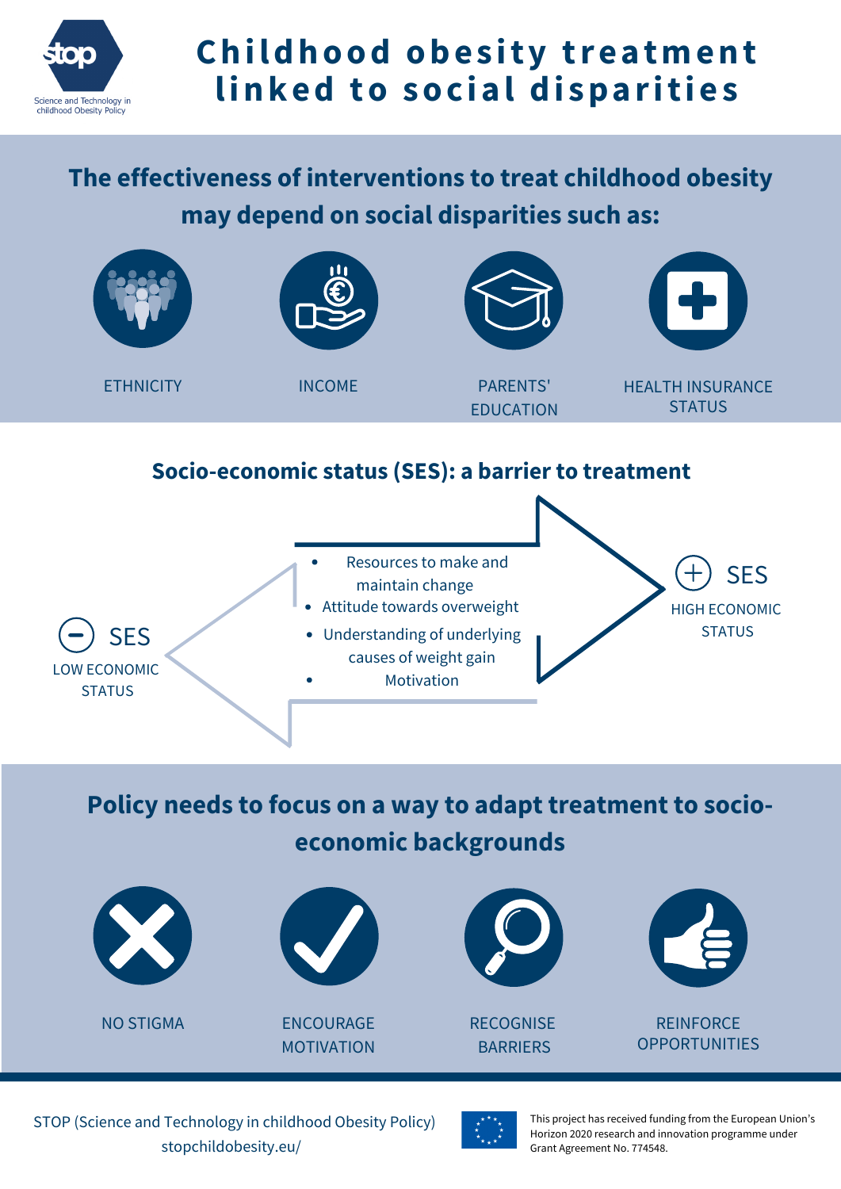Science and Technology in childhood Obesity Policy

# Childhood obesity treatment linked to social disparities

## The effectiveness of interventions to treat childhood obesity may depend on social disparities such as:

ETHNICITY

INCOME

PARENTS' EDUCATION

HEALTH INSURANCE STATUS

## Socio-economic status (SES): a barrier to treatment

- Resources to make and maintain change
- Attitude towards overweight
- Understanding of underlying causes of weight gain
- Motivation

− SES
LOW ECONOMIC STATUS

+ SES
HIGH ECONOMIC STATUS

## Policy needs to focus on a way to adapt treatment to socio-economic backgrounds

NO STIGMA

ENCOURAGE MOTIVATION

RECOGNISE BARRIERS

REINFORCE OPPORTUNITIES

STOP (Science and Technology in childhood Obesity Policy)
stopchildobesity.eu/

This project has received funding from the European Union's Horizon 2020 research and innovation programme under Grant Agreement No. 774548.